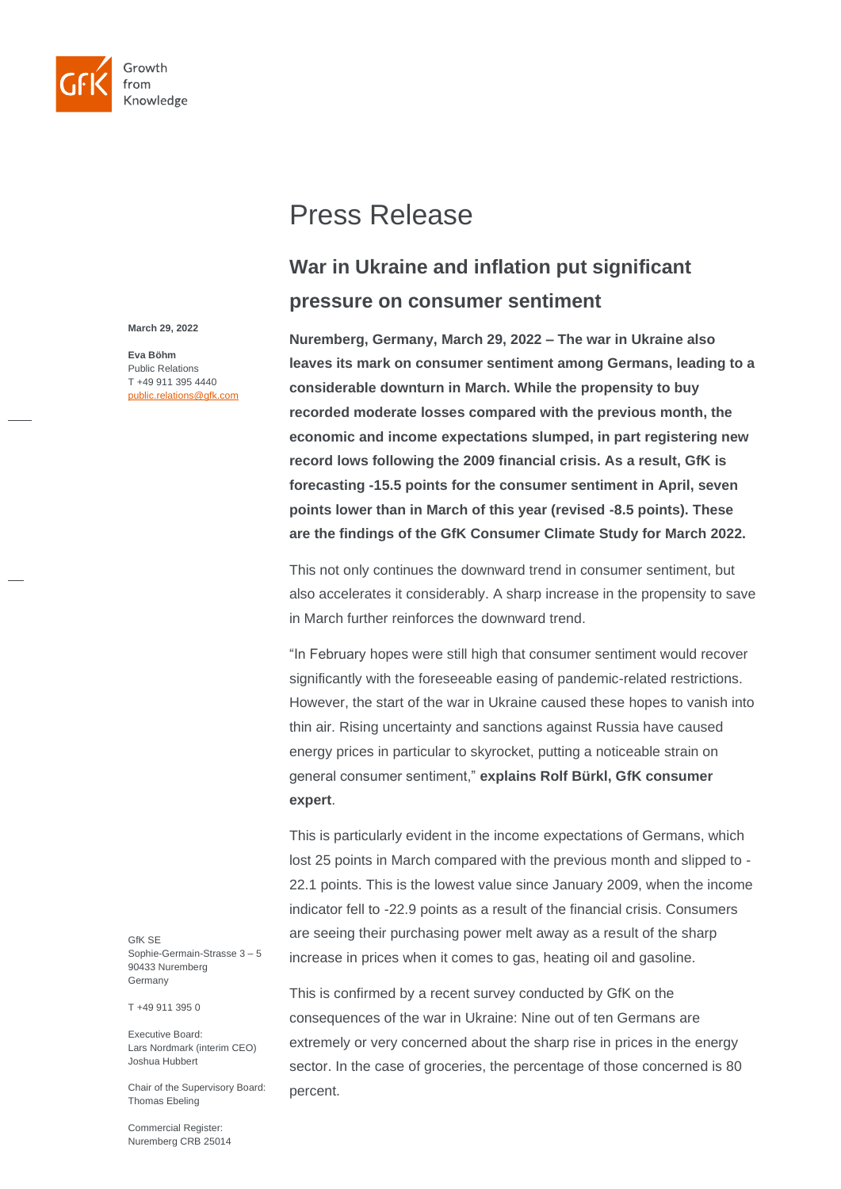Growth from Knowledge

# Press Release

## War in Ukraine and inflation put significant pressure on consumer sentiment

**March 29, 2022**

**Eva Böhm**
Public Relations
T +49 911 395 4440
public.relations@gfk.com

**Nuremberg, Germany, March 29, 2022 – The war in Ukraine also leaves its mark on consumer sentiment among Germans, leading to a considerable downturn in March. While the propensity to buy recorded moderate losses compared with the previous month, the economic and income expectations slumped, in part registering new record lows following the 2009 financial crisis. As a result, GfK is forecasting -15.5 points for the consumer sentiment in April, seven points lower than in March of this year (revised -8.5 points). These are the findings of the GfK Consumer Climate Study for March 2022.**

This not only continues the downward trend in consumer sentiment, but also accelerates it considerably. A sharp increase in the propensity to save in March further reinforces the downward trend.

"In February hopes were still high that consumer sentiment would recover significantly with the foreseeable easing of pandemic-related restrictions. However, the start of the war in Ukraine caused these hopes to vanish into thin air. Rising uncertainty and sanctions against Russia have caused energy prices in particular to skyrocket, putting a noticeable strain on general consumer sentiment," **explains Rolf Bürkl, GfK consumer expert**.

This is particularly evident in the income expectations of Germans, which lost 25 points in March compared with the previous month and slipped to -22.1 points. This is the lowest value since January 2009, when the income indicator fell to -22.9 points as a result of the financial crisis. Consumers are seeing their purchasing power melt away as a result of the sharp increase in prices when it comes to gas, heating oil and gasoline.

This is confirmed by a recent survey conducted by GfK on the consequences of the war in Ukraine: Nine out of ten Germans are extremely or very concerned about the sharp rise in prices in the energy sector. In the case of groceries, the percentage of those concerned is 80 percent.

GfK SE
Sophie-Germain-Strasse 3 – 5
90433 Nuremberg
Germany

T +49 911 395 0

Executive Board:
Lars Nordmark (interim CEO)
Joshua Hubbert

Chair of the Supervisory Board:
Thomas Ebeling

Commercial Register:
Nuremberg CRB 25014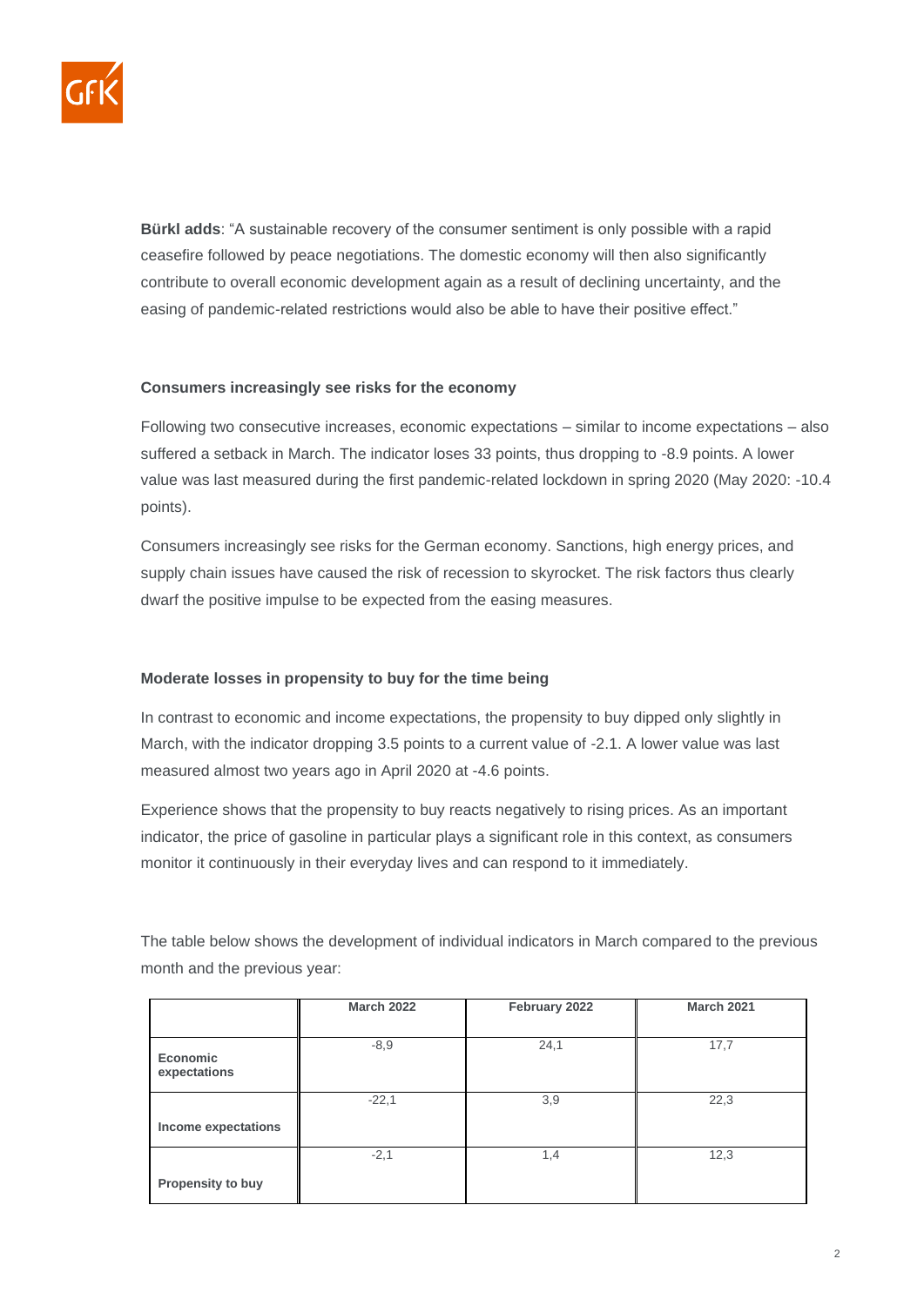**Bürkl adds**: "A sustainable recovery of the consumer sentiment is only possible with a rapid ceasefire followed by peace negotiations. The domestic economy will then also significantly contribute to overall economic development again as a result of declining uncertainty, and the easing of pandemic-related restrictions would also be able to have their positive effect."

**Consumers increasingly see risks for the economy**

Following two consecutive increases, economic expectations – similar to income expectations – also suffered a setback in March. The indicator loses 33 points, thus dropping to -8.9 points. A lower value was last measured during the first pandemic-related lockdown in spring 2020 (May 2020: -10.4 points).

Consumers increasingly see risks for the German economy. Sanctions, high energy prices, and supply chain issues have caused the risk of recession to skyrocket. The risk factors thus clearly dwarf the positive impulse to be expected from the easing measures.

**Moderate losses in propensity to buy for the time being**

In contrast to economic and income expectations, the propensity to buy dipped only slightly in March, with the indicator dropping 3.5 points to a current value of -2.1. A lower value was last measured almost two years ago in April 2020 at -4.6 points.

Experience shows that the propensity to buy reacts negatively to rising prices. As an important indicator, the price of gasoline in particular plays a significant role in this context, as consumers monitor it continuously in their everyday lives and can respond to it immediately.

The table below shows the development of individual indicators in March compared to the previous month and the previous year:

| | March 2022 | February 2022 | March 2021 |
|---|---|---|---|
| **Economic expectations** | -8,9 | 24,1 | 17,7 |
| **Income expectations** | -22,1 | 3,9 | 22,3 |
| **Propensity to buy** | -2,1 | 1,4 | 12,3 |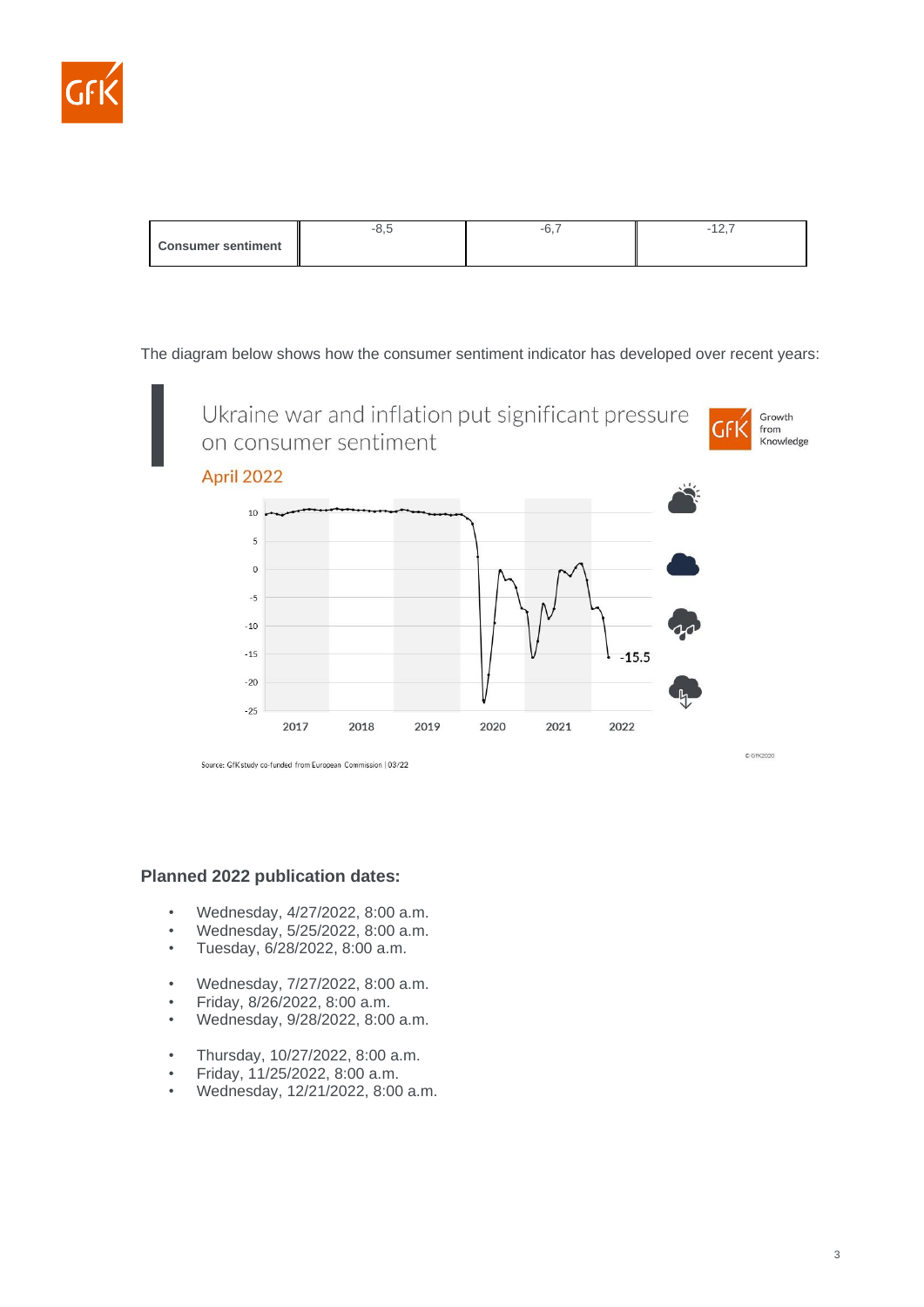| Consumer sentiment | -8,5 | -6,7 | -12,7 |
|---|---|---|---|

The diagram below shows how the consumer sentiment indicator has developed over recent years:

Ukraine war and inflation put significant pressure on consumer sentiment

April 2022

Source: GfK study co-funded from European Commission | 03/22

### Planned 2022 publication dates:

- Wednesday, 4/27/2022, 8:00 a.m.
- Wednesday, 5/25/2022, 8:00 a.m.
- Tuesday, 6/28/2022, 8:00 a.m.

- Wednesday, 7/27/2022, 8:00 a.m.
- Friday, 8/26/2022, 8:00 a.m.
- Wednesday, 9/28/2022, 8:00 a.m.

- Thursday, 10/27/2022, 8:00 a.m.
- Friday, 11/25/2022, 8:00 a.m.
- Wednesday, 12/21/2022, 8:00 a.m.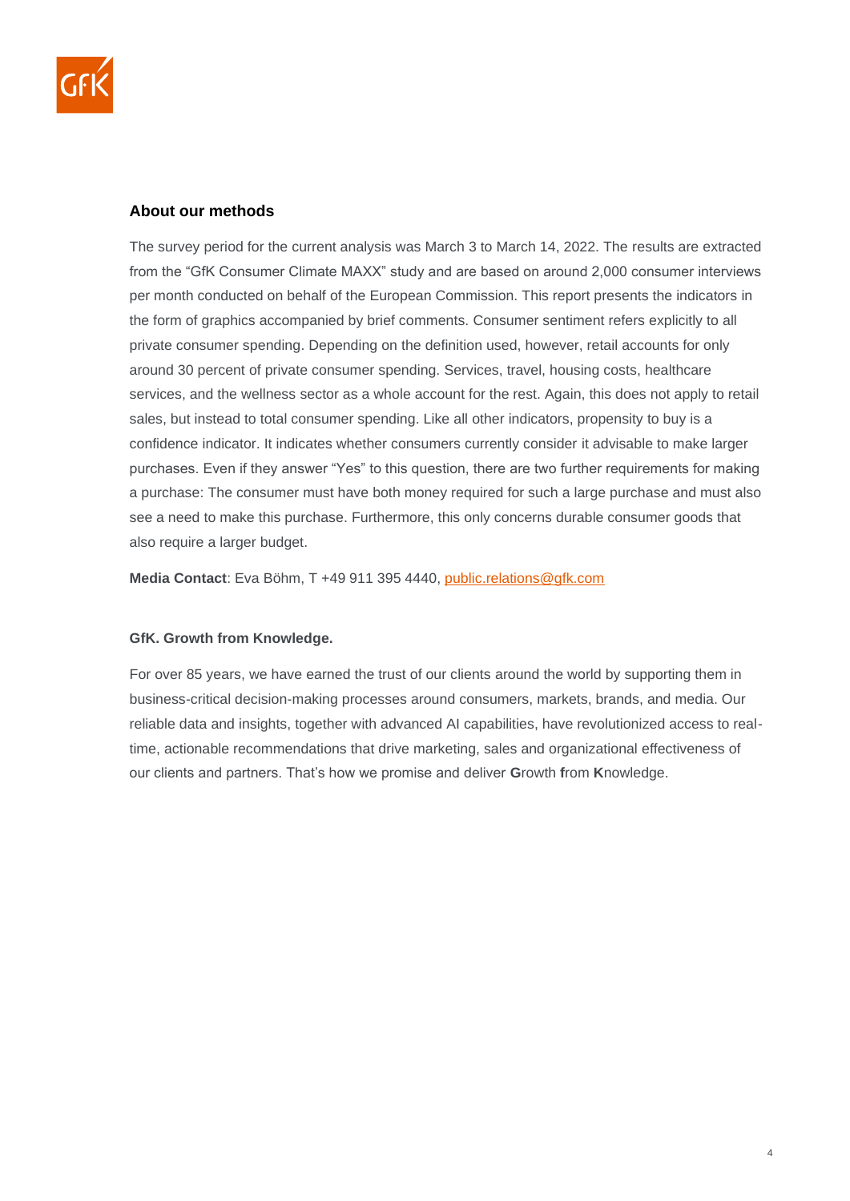## About our methods

The survey period for the current analysis was March 3 to March 14, 2022. The results are extracted from the "GfK Consumer Climate MAXX" study and are based on around 2,000 consumer interviews per month conducted on behalf of the European Commission. This report presents the indicators in the form of graphics accompanied by brief comments. Consumer sentiment refers explicitly to all private consumer spending. Depending on the definition used, however, retail accounts for only around 30 percent of private consumer spending. Services, travel, housing costs, healthcare services, and the wellness sector as a whole account for the rest. Again, this does not apply to retail sales, but instead to total consumer spending. Like all other indicators, propensity to buy is a confidence indicator. It indicates whether consumers currently consider it advisable to make larger purchases. Even if they answer "Yes" to this question, there are two further requirements for making a purchase: The consumer must have both money required for such a large purchase and must also see a need to make this purchase. Furthermore, this only concerns durable consumer goods that also require a larger budget.

**Media Contact**: Eva Böhm, T +49 911 395 4440, public.relations@gfk.com

### GfK. Growth from Knowledge.

For over 85 years, we have earned the trust of our clients around the world by supporting them in business-critical decision-making processes around consumers, markets, brands, and media. Our reliable data and insights, together with advanced AI capabilities, have revolutionized access to real-time, actionable recommendations that drive marketing, sales and organizational effectiveness of our clients and partners. That's how we promise and deliver **G**rowth **f**rom **K**nowledge.